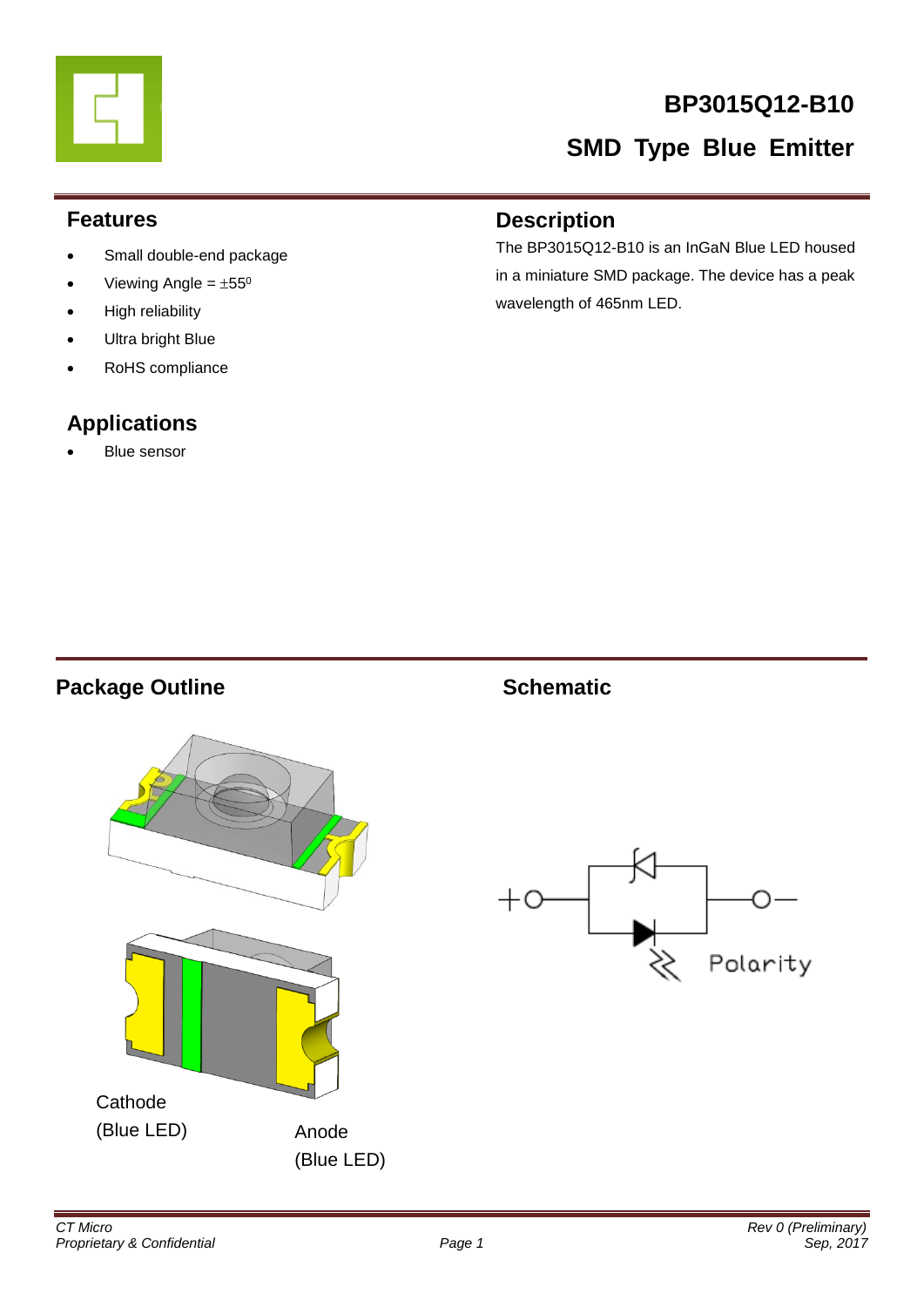# BP3015Q12-B10

## SMD Type Blue Emitter

### Features

- Small double-end package
- Viewing Angle = $\pm 55^0$
- High reliability
- Ultra bright Blue
- RoHS compliance

### Applications

- Blue sensor

### Description

The BP3015Q12-B10 is an InGaN Blue LED housed in a miniature SMD package. The device has a peak wavelength of 465nm LED.

### Package Outline

Cathode (Blue LED)

Anode (Blue LED)

### Schematic

Polarity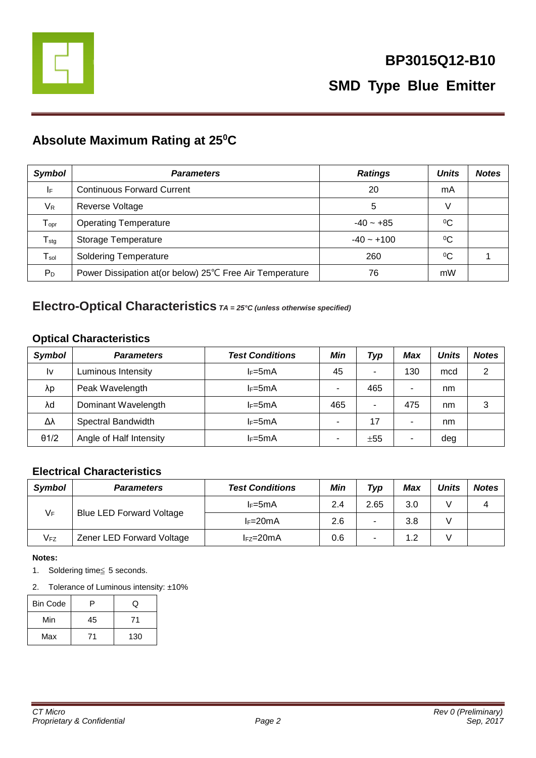# BP3015Q12-B10

## SMD Type Blue Emitter

## Absolute Maximum Rating at 25$^0$C

| Symbol | Parameters | Ratings | Units | Notes |
|---|---|---|---|---|
| $I_F$ | Continuous Forward Current | 20 | mA | |
| $V_R$ | Reverse Voltage | 5 | V | |
| $T_{opr}$ | Operating Temperature | -40 ~ +85 | $^0$C | |
| $T_{stg}$ | Storage Temperature | -40 ~ +100 | $^0$C | |
| $T_{sol}$ | Soldering Temperature | 260 | $^0$C | 1 |
| $P_D$ | Power Dissipation at(or below) 25℃ Free Air Temperature | 76 | mW | |

## Electro-Optical Characteristics *TA = 25°C (unless otherwise specified)*

### Optical Characteristics

| Symbol | Parameters | Test Conditions | Min | Typ | Max | Units | Notes |
|---|---|---|---|---|---|---|---|
| Iv | Luminous Intensity | $I_F$=5mA | 45 | - | 130 | mcd | 2 |
| λp | Peak Wavelength | $I_F$=5mA | - | 465 | - | nm | |
| λd | Dominant Wavelength | $I_F$=5mA | 465 | - | 475 | nm | 3 |
| Δλ | Spectral Bandwidth | $I_F$=5mA | - | 17 | - | nm | |
| θ1/2 | Angle of Half Intensity | $I_F$=5mA | - | ±55 | - | deg | |

### Electrical Characteristics

| Symbol | Parameters | Test Conditions | Min | Typ | Max | Units | Notes |
|---|---|---|---|---|---|---|---|
| $V_F$ | Blue LED Forward Voltage | $I_F$=5mA | 2.4 | 2.65 | 3.0 | V | 4 |
| | | $I_F$=20mA | 2.6 | - | 3.8 | V | |
| $V_{FZ}$ | Zener LED Forward Voltage | $I_{FZ}$=20mA | 0.6 | - | 1.2 | V | |

**Notes:**

1. Soldering time≦ 5 seconds.
2. Tolerance of Luminous intensity: ±10%

| Bin Code | P | Q |
|---|---|---|
| Min | 45 | 71 |
| Max | 71 | 130 |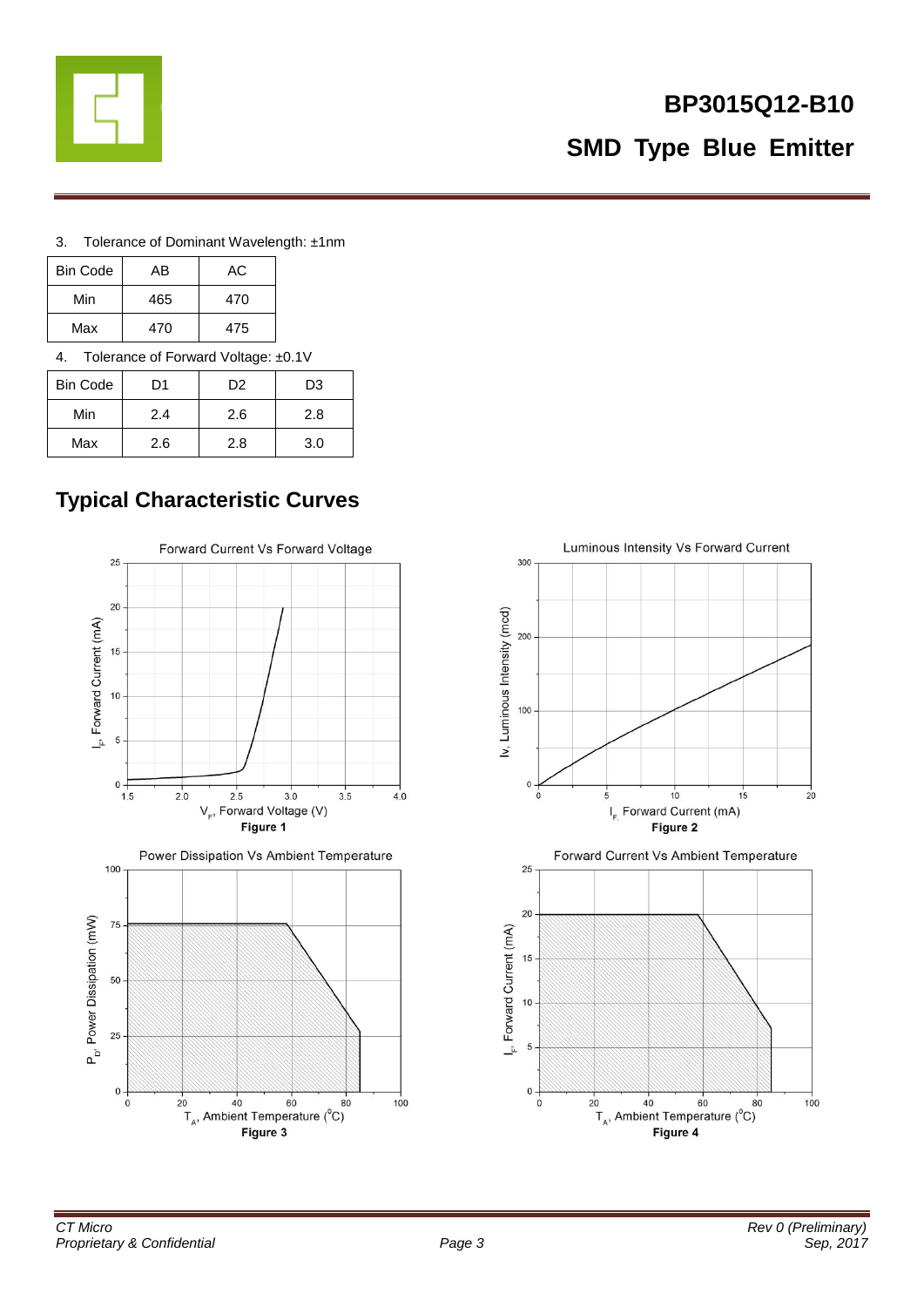3. Tolerance of Dominant Wavelength: ±1nm

| Bin Code | AB | AC |
| --- | --- | --- |
| Min | 465 | 470 |
| Max | 470 | 475 |

4. Tolerance of Forward Voltage: ±0.1V

| Bin Code | D1 | D2 | D3 |
| --- | --- | --- | --- |
| Min | 2.4 | 2.6 | 2.8 |
| Max | 2.6 | 2.8 | 3.0 |

## Typical Characteristic Curves

Forward Current Vs Forward Voltage

**Figure 1**

Luminous Intensity Vs Forward Current

**Figure 2**

Power Dissipation Vs Ambient Temperature

**Figure 3**

Forward Current Vs Ambient Temperature

**Figure 4**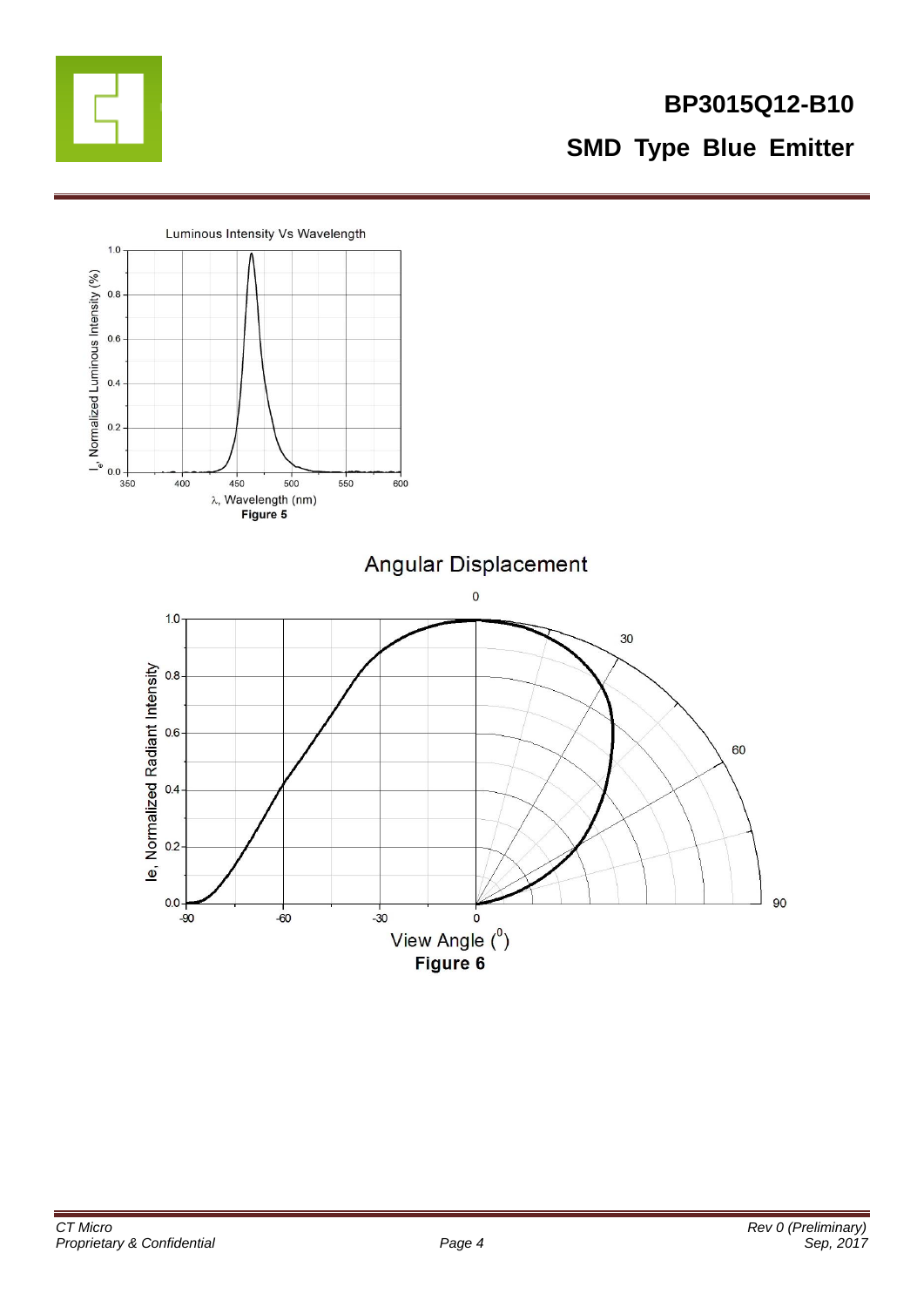Luminous Intensity Vs Wavelength

$I_e$, Normalized Luminous Intensity (%)

λ, Wavelength (nm)

**Figure 5**

Angular Displacement

Ie, Normalized Radiant Intensity

View Angle ($^0$)

**Figure 6**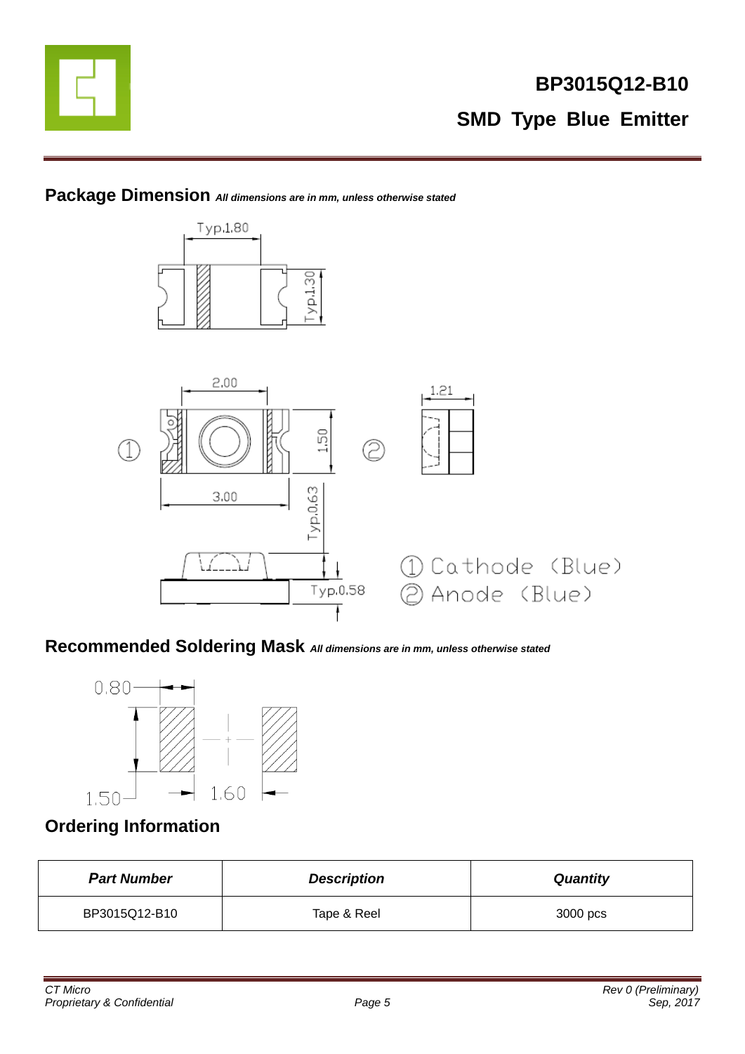## Package Dimension *All dimensions are in mm, unless otherwise stated*

Typ.1.80

Typ.1.30

2.00

1.50

1.21

3.00

Typ.0.63

Typ.0.58

① Cathode (Blue)
② Anode (Blue)

## Recommended Soldering Mask *All dimensions are in mm, unless otherwise stated*

0.80

1.50

1.60

## Ordering Information

| ***Part Number*** | ***Description*** | ***Quantity*** |
|---|---|---|
| BP3015Q12-B10 | Tape & Reel | 3000 pcs |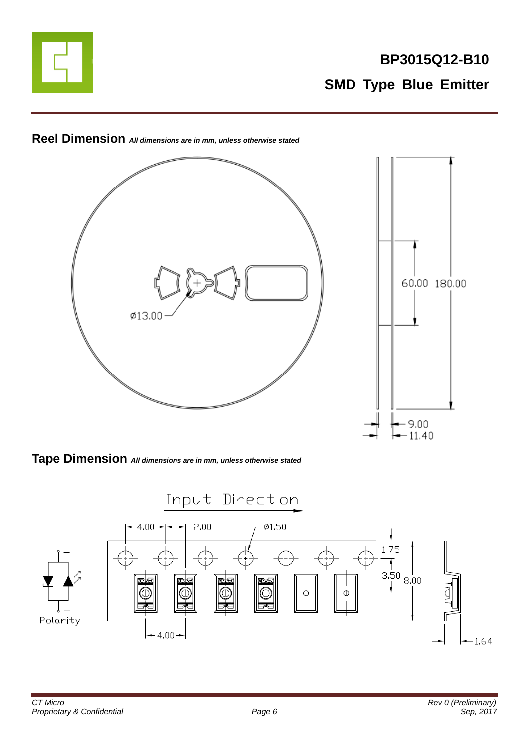# BP3015Q12-B10

## SMD Type Blue Emitter

### Reel Dimension *All dimensions are in mm, unless otherwise stated*

Ø13.00

60.00 180.00

9.00

11.40

### Tape Dimension *All dimensions are in mm, unless otherwise stated*

Input Direction

4.00 2.00 Ø1.50

1.75

3.50 8.00

4.00

1.64

Polarity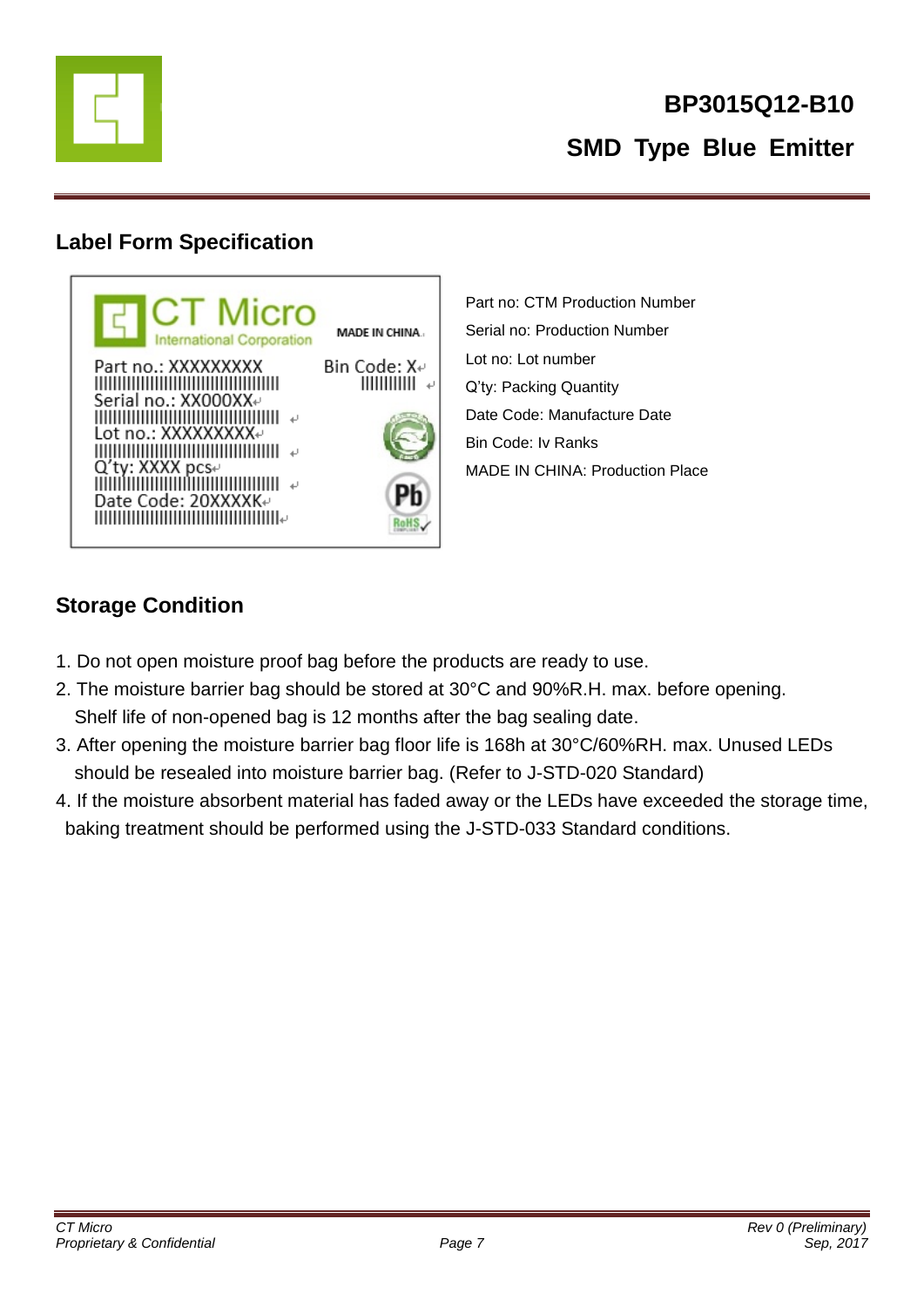## Label Form Specification

Part no: CTM Production Number

Serial no: Production Number

Lot no: Lot number

Q'ty: Packing Quantity

Date Code: Manufacture Date

Bin Code: Iv Ranks

MADE IN CHINA: Production Place

## Storage Condition

1. Do not open moisture proof bag before the products are ready to use.
2. The moisture barrier bag should be stored at 30°C and 90%R.H. max. before opening. Shelf life of non-opened bag is 12 months after the bag sealing date.
3. After opening the moisture barrier bag floor life is 168h at 30°C/60%RH. max. Unused LEDs should be resealed into moisture barrier bag. (Refer to J-STD-020 Standard)
4. If the moisture absorbent material has faded away or the LEDs have exceeded the storage time, baking treatment should be performed using the J-STD-033 Standard conditions.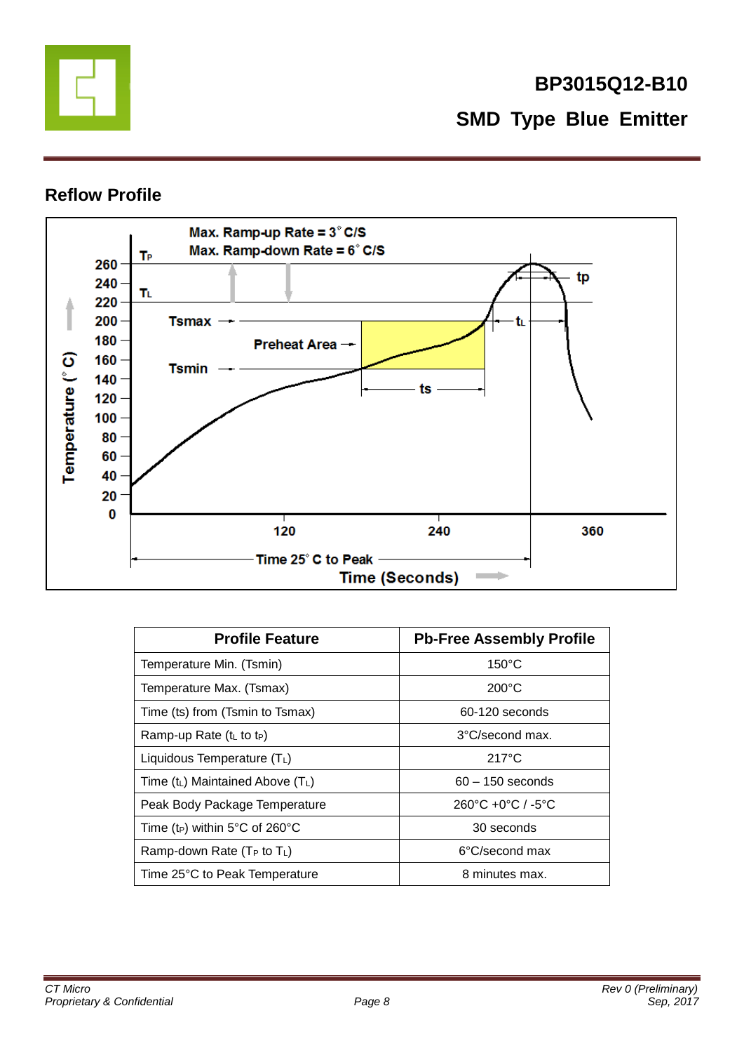## Reflow Profile

| Profile Feature | Pb-Free Assembly Profile |
|---|---|
| Temperature Min. (Tsmin) | 150°C |
| Temperature Max. (Tsmax) | 200°C |
| Time (ts) from (Tsmin to Tsmax) | 60-120 seconds |
| Ramp-up Rate ($t_L$ to $t_P$) | 3°C/second max. |
| Liquidous Temperature ($T_L$) | 217°C |
| Time ($t_L$) Maintained Above ($T_L$) | 60 – 150 seconds |
| Peak Body Package Temperature | 260°C +0°C / -5°C |
| Time ($t_P$) within 5°C of 260°C | 30 seconds |
| Ramp-down Rate ($T_P$ to $T_L$) | 6°C/second max |
| Time 25°C to Peak Temperature | 8 minutes max. |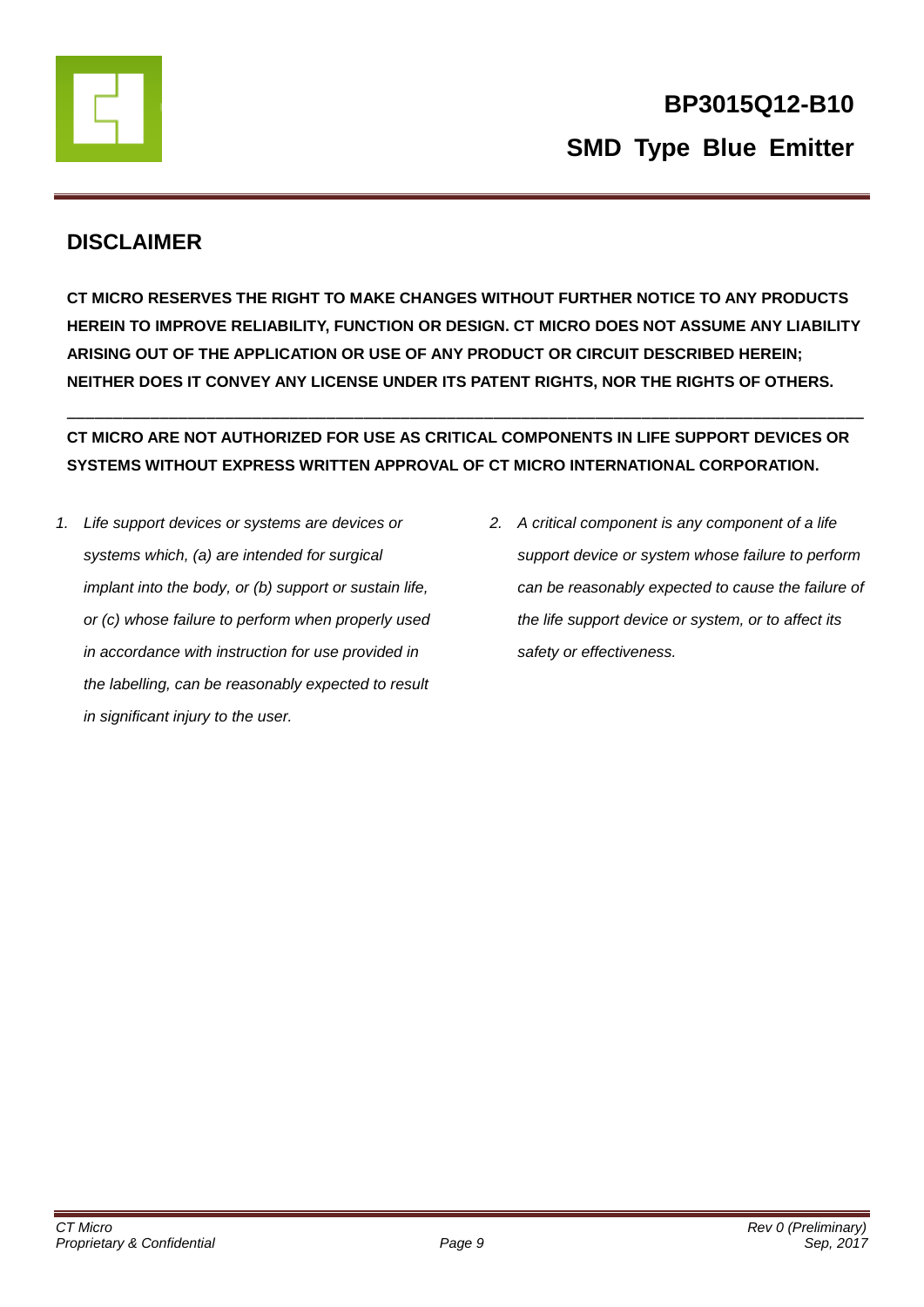## DISCLAIMER

**CT MICRO RESERVES THE RIGHT TO MAKE CHANGES WITHOUT FURTHER NOTICE TO ANY PRODUCTS HEREIN TO IMPROVE RELIABILITY, FUNCTION OR DESIGN. CT MICRO DOES NOT ASSUME ANY LIABILITY ARISING OUT OF THE APPLICATION OR USE OF ANY PRODUCT OR CIRCUIT DESCRIBED HEREIN; NEITHER DOES IT CONVEY ANY LICENSE UNDER ITS PATENT RIGHTS, NOR THE RIGHTS OF OTHERS.**

---

**CT MICRO ARE NOT AUTHORIZED FOR USE AS CRITICAL COMPONENTS IN LIFE SUPPORT DEVICES OR SYSTEMS WITHOUT EXPRESS WRITTEN APPROVAL OF CT MICRO INTERNATIONAL CORPORATION.**

1. *Life support devices or systems are devices or systems which, (a) are intended for surgical implant into the body, or (b) support or sustain life, or (c) whose failure to perform when properly used in accordance with instruction for use provided in the labelling, can be reasonably expected to result in significant injury to the user.*
2. *A critical component is any component of a life support device or system whose failure to perform can be reasonably expected to cause the failure of the life support device or system, or to affect its safety or effectiveness.*